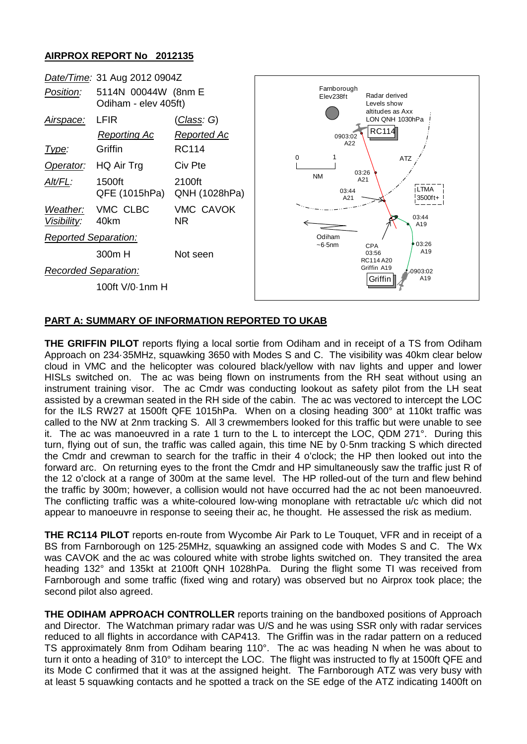## AIRPROX REPORT No 2012135

| | | |
|---|---|---|
| *Date/Time:* | 31 Aug 2012 0904Z | |
| *Position:* | 5114N 00044W (8nm E Odiham - elev 405ft) | |
| *Airspace:* | LFIR | (*Class*: G) |
| | *Reporting Ac* | *Reported Ac* |
| *Type:* | Griffin | RC114 |
| *Operator:* | HQ Air Trg | Civ Pte |
| *Alt/FL:* | 1500ft QFE (1015hPa) | 2100ft QNH (1028hPa) |
| *Weather:* | VMC CLBC | VMC CAVOK |
| *Visibility:* | 40km | NR |
| *Reported Separation:* | | |
| | 300m H | Not seen |
| *Recorded Separation:* | | |
| | 100ft V/0·1nm H | |

### PART A: SUMMARY OF INFORMATION REPORTED TO UKAB

**THE GRIFFIN PILOT** reports flying a local sortie from Odiham and in receipt of a TS from Odiham Approach on 234·35MHz, squawking 3650 with Modes S and C. The visibility was 40km clear below cloud in VMC and the helicopter was coloured black/yellow with nav lights and upper and lower HISLs switched on. The ac was being flown on instruments from the RH seat without using an instrument training visor. The ac Cmdr was conducting lookout as safety pilot from the LH seat assisted by a crewman seated in the RH side of the cabin. The ac was vectored to intercept the LOC for the ILS RW27 at 1500ft QFE 1015hPa. When on a closing heading 300° at 110kt traffic was called to the NW at 2nm tracking S. All 3 crewmembers looked for this traffic but were unable to see it. The ac was manoeuvred in a rate 1 turn to the L to intercept the LOC, QDM 271°. During this turn, flying out of sun, the traffic was called again, this time NE by 0·5nm tracking S which directed the Cmdr and crewman to search for the traffic in their 4 o'clock; the HP then looked out into the forward arc. On returning eyes to the front the Cmdr and HP simultaneously saw the traffic just R of the 12 o'clock at a range of 300m at the same level. The HP rolled-out of the turn and flew behind the traffic by 300m; however, a collision would not have occurred had the ac not been manoeuvred. The conflicting traffic was a white-coloured low-wing monoplane with retractable u/c which did not appear to manoeuvre in response to seeing their ac, he thought. He assessed the risk as medium.

**THE RC114 PILOT** reports en-route from Wycombe Air Park to Le Touquet, VFR and in receipt of a BS from Farnborough on 125·25MHz, squawking an assigned code with Modes S and C. The Wx was CAVOK and the ac was coloured white with strobe lights switched on. They transited the area heading 132° and 135kt at 2100ft QNH 1028hPa. During the flight some TI was received from Farnborough and some traffic (fixed wing and rotary) was observed but no Airprox took place; the second pilot also agreed.

**THE ODIHAM APPROACH CONTROLLER** reports training on the bandboxed positions of Approach and Director. The Watchman primary radar was U/S and he was using SSR only with radar services reduced to all flights in accordance with CAP413. The Griffin was in the radar pattern on a reduced TS approximately 8nm from Odiham bearing 110°. The ac was heading N when he was about to turn it onto a heading of 310° to intercept the LOC. The flight was instructed to fly at 1500ft QFE and its Mode C confirmed that it was at the assigned height. The Farnborough ATZ was very busy with at least 5 squawking contacts and he spotted a track on the SE edge of the ATZ indicating 1400ft on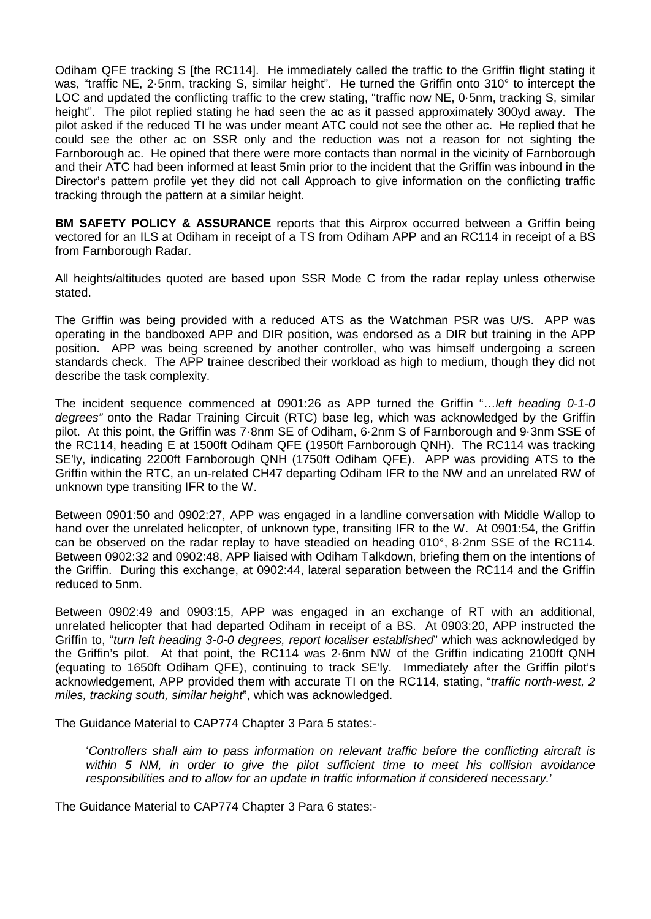Odiham QFE tracking S [the RC114]. He immediately called the traffic to the Griffin flight stating it was, "traffic NE, 2·5nm, tracking S, similar height". He turned the Griffin onto 310° to intercept the LOC and updated the conflicting traffic to the crew stating, "traffic now NE, 0·5nm, tracking S, similar height". The pilot replied stating he had seen the ac as it passed approximately 300yd away. The pilot asked if the reduced TI he was under meant ATC could not see the other ac. He replied that he could see the other ac on SSR only and the reduction was not a reason for not sighting the Farnborough ac. He opined that there were more contacts than normal in the vicinity of Farnborough and their ATC had been informed at least 5min prior to the incident that the Griffin was inbound in the Director's pattern profile yet they did not call Approach to give information on the conflicting traffic tracking through the pattern at a similar height.

**BM SAFETY POLICY & ASSURANCE** reports that this Airprox occurred between a Griffin being vectored for an ILS at Odiham in receipt of a TS from Odiham APP and an RC114 in receipt of a BS from Farnborough Radar.

All heights/altitudes quoted are based upon SSR Mode C from the radar replay unless otherwise stated.

The Griffin was being provided with a reduced ATS as the Watchman PSR was U/S. APP was operating in the bandboxed APP and DIR position, was endorsed as a DIR but training in the APP position. APP was being screened by another controller, who was himself undergoing a screen standards check. The APP trainee described their workload as high to medium, though they did not describe the task complexity.

The incident sequence commenced at 0901:26 as APP turned the Griffin "…*left heading 0-1-0 degrees"* onto the Radar Training Circuit (RTC) base leg, which was acknowledged by the Griffin pilot. At this point, the Griffin was 7·8nm SE of Odiham, 6·2nm S of Farnborough and 9·3nm SSE of the RC114, heading E at 1500ft Odiham QFE (1950ft Farnborough QNH). The RC114 was tracking SE'ly, indicating 2200ft Farnborough QNH (1750ft Odiham QFE). APP was providing ATS to the Griffin within the RTC, an un-related CH47 departing Odiham IFR to the NW and an unrelated RW of unknown type transiting IFR to the W.

Between 0901:50 and 0902:27, APP was engaged in a landline conversation with Middle Wallop to hand over the unrelated helicopter, of unknown type, transiting IFR to the W. At 0901:54, the Griffin can be observed on the radar replay to have steadied on heading 010°, 8·2nm SSE of the RC114. Between 0902:32 and 0902:48, APP liaised with Odiham Talkdown, briefing them on the intentions of the Griffin. During this exchange, at 0902:44, lateral separation between the RC114 and the Griffin reduced to 5nm.

Between 0902:49 and 0903:15, APP was engaged in an exchange of RT with an additional, unrelated helicopter that had departed Odiham in receipt of a BS. At 0903:20, APP instructed the Griffin to, "*turn left heading 3-0-0 degrees, report localiser established*" which was acknowledged by the Griffin's pilot. At that point, the RC114 was 2·6nm NW of the Griffin indicating 2100ft QNH (equating to 1650ft Odiham QFE), continuing to track SE'ly. Immediately after the Griffin pilot's acknowledgement, APP provided them with accurate TI on the RC114, stating, "*traffic north-west, 2 miles, tracking south, similar height*", which was acknowledged.

The Guidance Material to CAP774 Chapter 3 Para 5 states:-

> '*Controllers shall aim to pass information on relevant traffic before the conflicting aircraft is within 5 NM, in order to give the pilot sufficient time to meet his collision avoidance responsibilities and to allow for an update in traffic information if considered necessary.*'

The Guidance Material to CAP774 Chapter 3 Para 6 states:-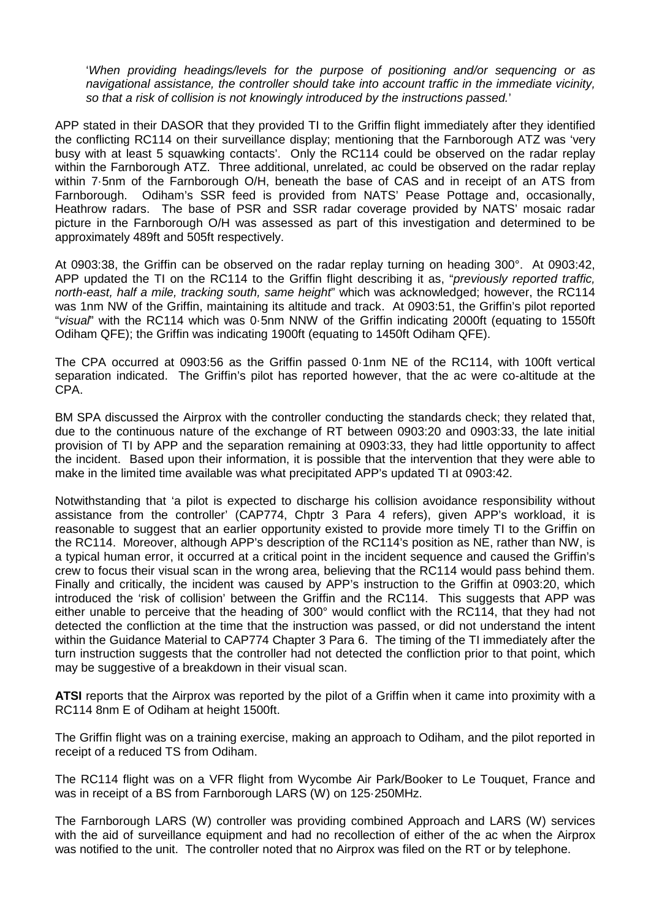'*When providing headings/levels for the purpose of positioning and/or sequencing or as navigational assistance, the controller should take into account traffic in the immediate vicinity, so that a risk of collision is not knowingly introduced by the instructions passed.*'

APP stated in their DASOR that they provided TI to the Griffin flight immediately after they identified the conflicting RC114 on their surveillance display; mentioning that the Farnborough ATZ was 'very busy with at least 5 squawking contacts'. Only the RC114 could be observed on the radar replay within the Farnborough ATZ. Three additional, unrelated, ac could be observed on the radar replay within 7·5nm of the Farnborough O/H, beneath the base of CAS and in receipt of an ATS from Farnborough. Odiham's SSR feed is provided from NATS' Pease Pottage and, occasionally, Heathrow radars. The base of PSR and SSR radar coverage provided by NATS' mosaic radar picture in the Farnborough O/H was assessed as part of this investigation and determined to be approximately 489ft and 505ft respectively.

At 0903:38, the Griffin can be observed on the radar replay turning on heading 300°. At 0903:42, APP updated the TI on the RC114 to the Griffin flight describing it as, "*previously reported traffic, north-east, half a mile, tracking south, same height*" which was acknowledged; however, the RC114 was 1nm NW of the Griffin, maintaining its altitude and track. At 0903:51, the Griffin's pilot reported "*visual*" with the RC114 which was 0·5nm NNW of the Griffin indicating 2000ft (equating to 1550ft Odiham QFE); the Griffin was indicating 1900ft (equating to 1450ft Odiham QFE).

The CPA occurred at 0903:56 as the Griffin passed 0·1nm NE of the RC114, with 100ft vertical separation indicated. The Griffin's pilot has reported however, that the ac were co-altitude at the CPA.

BM SPA discussed the Airprox with the controller conducting the standards check; they related that, due to the continuous nature of the exchange of RT between 0903:20 and 0903:33, the late initial provision of TI by APP and the separation remaining at 0903:33, they had little opportunity to affect the incident. Based upon their information, it is possible that the intervention that they were able to make in the limited time available was what precipitated APP's updated TI at 0903:42.

Notwithstanding that 'a pilot is expected to discharge his collision avoidance responsibility without assistance from the controller' (CAP774, Chptr 3 Para 4 refers), given APP's workload, it is reasonable to suggest that an earlier opportunity existed to provide more timely TI to the Griffin on the RC114. Moreover, although APP's description of the RC114's position as NE, rather than NW, is a typical human error, it occurred at a critical point in the incident sequence and caused the Griffin's crew to focus their visual scan in the wrong area, believing that the RC114 would pass behind them. Finally and critically, the incident was caused by APP's instruction to the Griffin at 0903:20, which introduced the 'risk of collision' between the Griffin and the RC114. This suggests that APP was either unable to perceive that the heading of 300° would conflict with the RC114, that they had not detected the confliction at the time that the instruction was passed, or did not understand the intent within the Guidance Material to CAP774 Chapter 3 Para 6. The timing of the TI immediately after the turn instruction suggests that the controller had not detected the confliction prior to that point, which may be suggestive of a breakdown in their visual scan.

**ATSI** reports that the Airprox was reported by the pilot of a Griffin when it came into proximity with a RC114 8nm E of Odiham at height 1500ft.

The Griffin flight was on a training exercise, making an approach to Odiham, and the pilot reported in receipt of a reduced TS from Odiham.

The RC114 flight was on a VFR flight from Wycombe Air Park/Booker to Le Touquet, France and was in receipt of a BS from Farnborough LARS (W) on 125·250MHz.

The Farnborough LARS (W) controller was providing combined Approach and LARS (W) services with the aid of surveillance equipment and had no recollection of either of the ac when the Airprox was notified to the unit. The controller noted that no Airprox was filed on the RT or by telephone.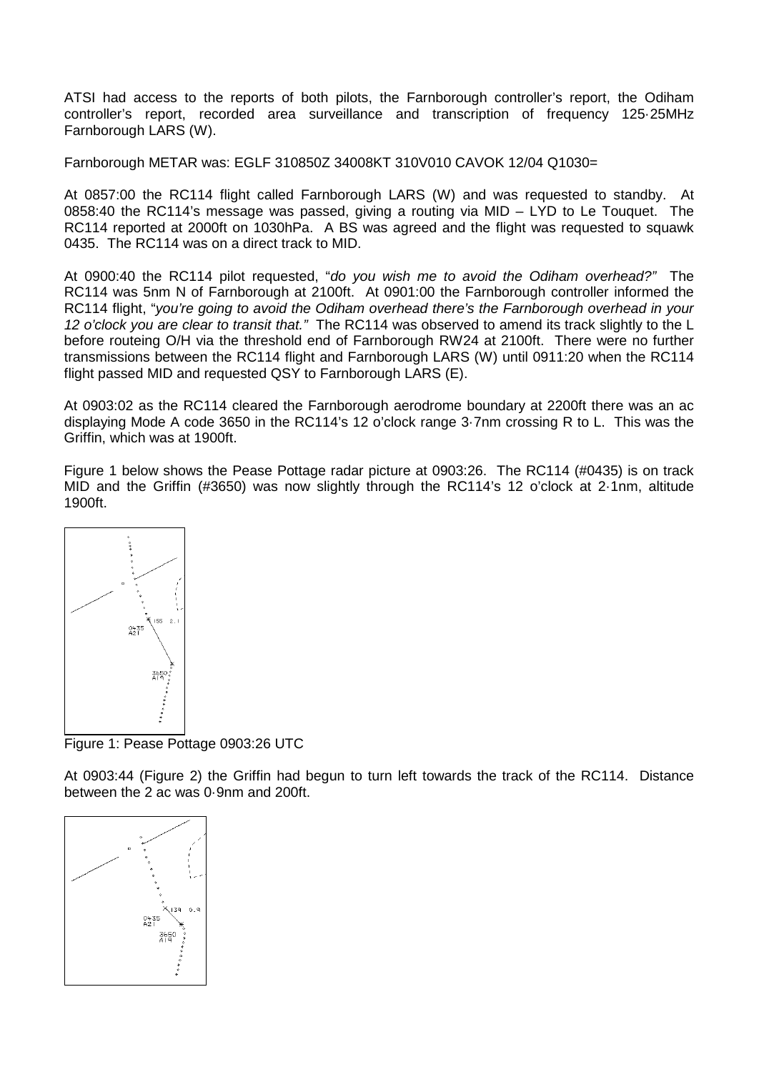ATSI had access to the reports of both pilots, the Farnborough controller's report, the Odiham controller's report, recorded area surveillance and transcription of frequency 125·25MHz Farnborough LARS (W).

Farnborough METAR was: EGLF 310850Z 34008KT 310V010 CAVOK 12/04 Q1030=

At 0857:00 the RC114 flight called Farnborough LARS (W) and was requested to standby. At 0858:40 the RC114's message was passed, giving a routing via MID – LYD to Le Touquet. The RC114 reported at 2000ft on 1030hPa. A BS was agreed and the flight was requested to squawk 0435. The RC114 was on a direct track to MID.

At 0900:40 the RC114 pilot requested, "*do you wish me to avoid the Odiham overhead?*" The RC114 was 5nm N of Farnborough at 2100ft. At 0901:00 the Farnborough controller informed the RC114 flight, "*you're going to avoid the Odiham overhead there's the Farnborough overhead in your 12 o'clock you are clear to transit that.*" The RC114 was observed to amend its track slightly to the L before routeing O/H via the threshold end of Farnborough RW24 at 2100ft. There were no further transmissions between the RC114 flight and Farnborough LARS (W) until 0911:20 when the RC114 flight passed MID and requested QSY to Farnborough LARS (E).

At 0903:02 as the RC114 cleared the Farnborough aerodrome boundary at 2200ft there was an ac displaying Mode A code 3650 in the RC114's 12 o'clock range 3·7nm crossing R to L. This was the Griffin, which was at 1900ft.

Figure 1 below shows the Pease Pottage radar picture at 0903:26. The RC114 (#0435) is on track MID and the Griffin (#3650) was now slightly through the RC114's 12 o'clock at 2·1nm, altitude 1900ft.

Figure 1: Pease Pottage 0903:26 UTC

At 0903:44 (Figure 2) the Griffin had begun to turn left towards the track of the RC114. Distance between the 2 ac was 0·9nm and 200ft.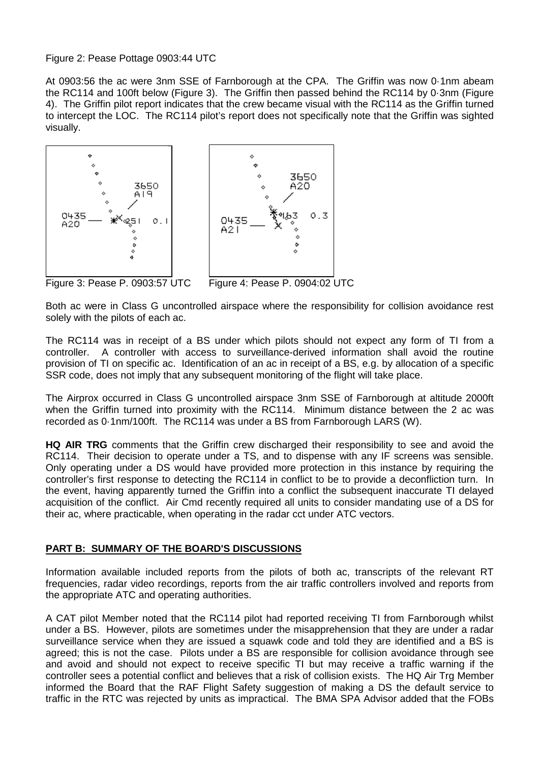Figure 2: Pease Pottage 0903:44 UTC

At 0903:56 the ac were 3nm SSE of Farnborough at the CPA. The Griffin was now 0·1nm abeam the RC114 and 100ft below (Figure 3). The Griffin then passed behind the RC114 by 0·3nm (Figure 4). The Griffin pilot report indicates that the crew became visual with the RC114 as the Griffin turned to intercept the LOC. The RC114 pilot's report does not specifically note that the Griffin was sighted visually.

Figure 3: Pease P. 0903:57 UTC

Figure 4: Pease P. 0904:02 UTC

Both ac were in Class G uncontrolled airspace where the responsibility for collision avoidance rest solely with the pilots of each ac.

The RC114 was in receipt of a BS under which pilots should not expect any form of TI from a controller. A controller with access to surveillance-derived information shall avoid the routine provision of TI on specific ac. Identification of an ac in receipt of a BS, e.g. by allocation of a specific SSR code, does not imply that any subsequent monitoring of the flight will take place.

The Airprox occurred in Class G uncontrolled airspace 3nm SSE of Farnborough at altitude 2000ft when the Griffin turned into proximity with the RC114. Minimum distance between the 2 ac was recorded as 0·1nm/100ft. The RC114 was under a BS from Farnborough LARS (W).

**HQ AIR TRG** comments that the Griffin crew discharged their responsibility to see and avoid the RC114. Their decision to operate under a TS, and to dispense with any IF screens was sensible. Only operating under a DS would have provided more protection in this instance by requiring the controller's first response to detecting the RC114 in conflict to be to provide a deconfliction turn. In the event, having apparently turned the Griffin into a conflict the subsequent inaccurate TI delayed acquisition of the conflict. Air Cmd recently required all units to consider mandating use of a DS for their ac, where practicable, when operating in the radar cct under ATC vectors.

## PART B: SUMMARY OF THE BOARD'S DISCUSSIONS

Information available included reports from the pilots of both ac, transcripts of the relevant RT frequencies, radar video recordings, reports from the air traffic controllers involved and reports from the appropriate ATC and operating authorities.

A CAT pilot Member noted that the RC114 pilot had reported receiving TI from Farnborough whilst under a BS. However, pilots are sometimes under the misapprehension that they are under a radar surveillance service when they are issued a squawk code and told they are identified and a BS is agreed; this is not the case. Pilots under a BS are responsible for collision avoidance through see and avoid and should not expect to receive specific TI but may receive a traffic warning if the controller sees a potential conflict and believes that a risk of collision exists. The HQ Air Trg Member informed the Board that the RAF Flight Safety suggestion of making a DS the default service to traffic in the RTC was rejected by units as impractical. The BMA SPA Advisor added that the FOBs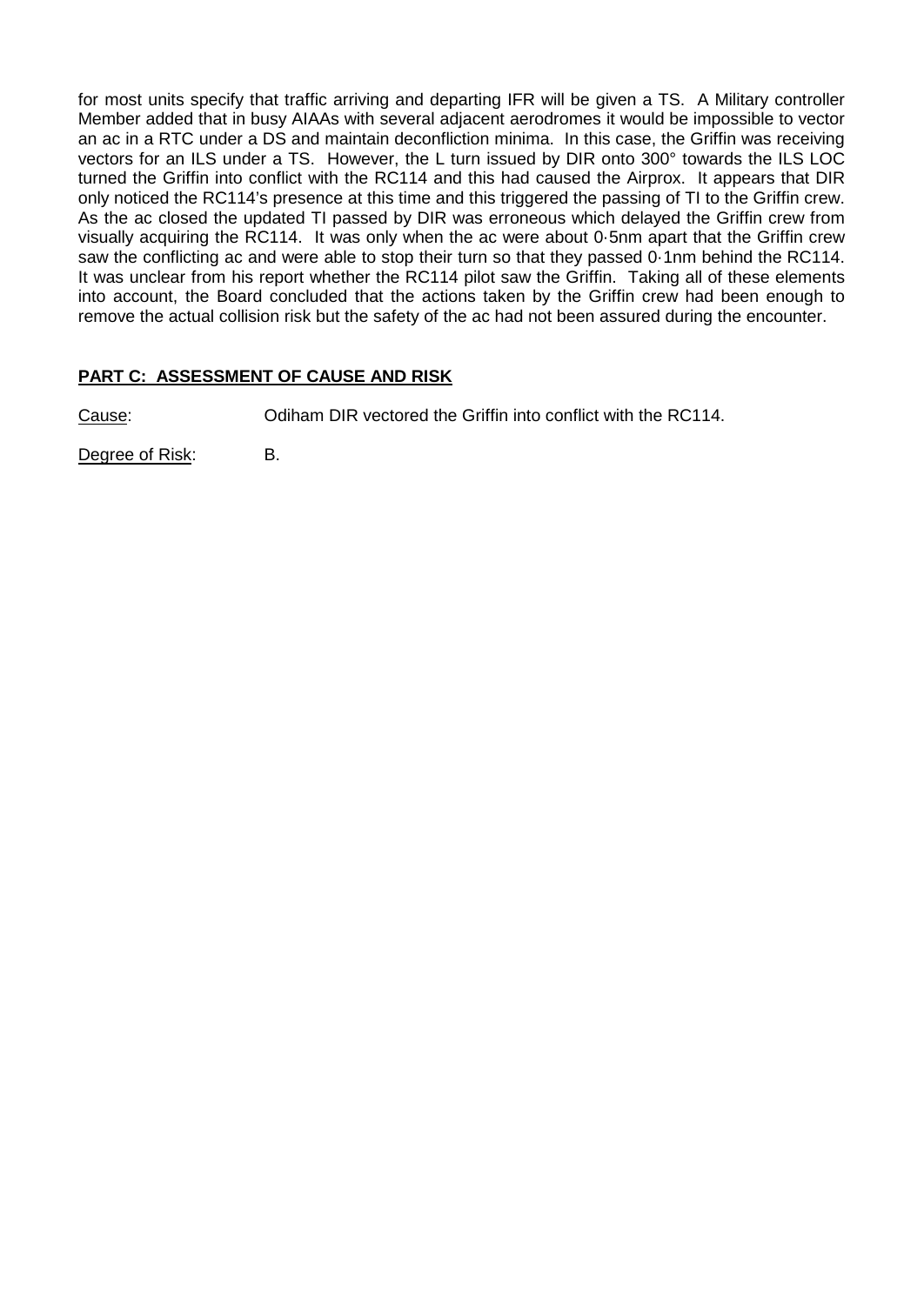for most units specify that traffic arriving and departing IFR will be given a TS. A Military controller Member added that in busy AIAAs with several adjacent aerodromes it would be impossible to vector an ac in a RTC under a DS and maintain deconfliction minima. In this case, the Griffin was receiving vectors for an ILS under a TS. However, the L turn issued by DIR onto 300° towards the ILS LOC turned the Griffin into conflict with the RC114 and this had caused the Airprox. It appears that DIR only noticed the RC114's presence at this time and this triggered the passing of TI to the Griffin crew. As the ac closed the updated TI passed by DIR was erroneous which delayed the Griffin crew from visually acquiring the RC114. It was only when the ac were about 0·5nm apart that the Griffin crew saw the conflicting ac and were able to stop their turn so that they passed 0·1nm behind the RC114. It was unclear from his report whether the RC114 pilot saw the Griffin. Taking all of these elements into account, the Board concluded that the actions taken by the Griffin crew had been enough to remove the actual collision risk but the safety of the ac had not been assured during the encounter.

## PART C: ASSESSMENT OF CAUSE AND RISK

Cause: Odiham DIR vectored the Griffin into conflict with the RC114.

Degree of Risk: B.